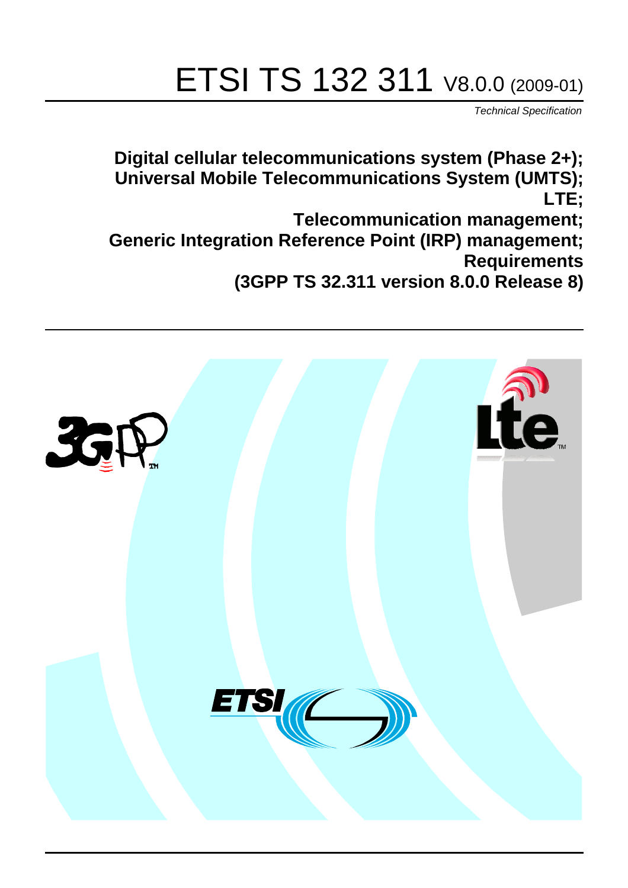# ETSI TS 132 311 V8.0.0 (2009-01)

*Technical Specification*

**Digital cellular telecommunications system (Phase 2+);**
**Universal Mobile Telecommunications System (UMTS);**
**LTE;**
**Telecommunication management;**
**Generic Integration Reference Point (IRP) management;**
**Requirements**
**(3GPP TS 32.311 version 8.0.0 Release 8)**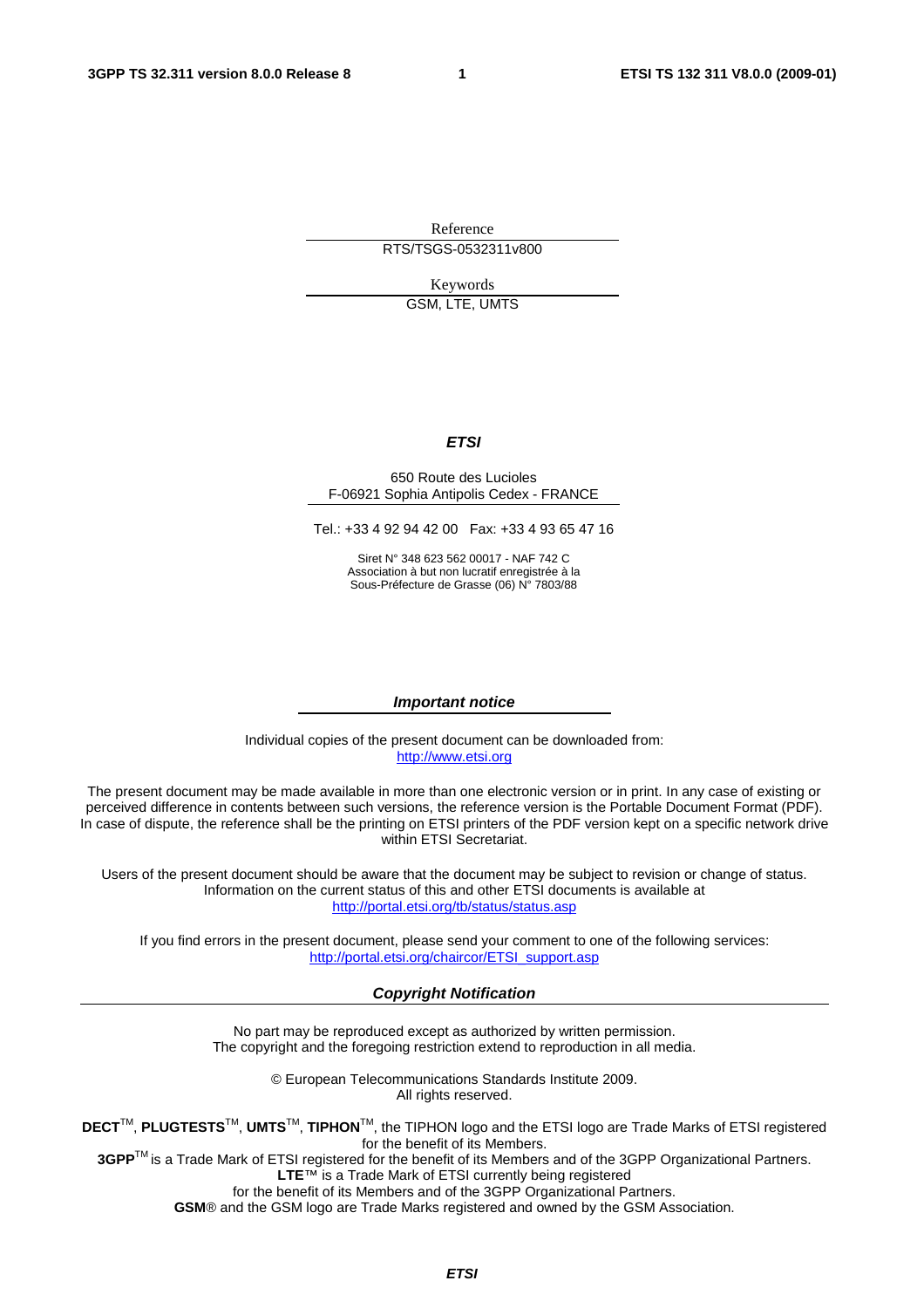Reference

RTS/TSGS-0532311v800

Keywords

GSM, LTE, UMTS

***ETSI***

650 Route des Lucioles
F-06921 Sophia Antipolis Cedex - FRANCE

Tel.: +33 4 92 94 42 00 Fax: +33 4 93 65 47 16

Siret N° 348 623 562 00017 - NAF 742 C
Association à but non lucratif enregistrée à la
Sous-Préfecture de Grasse (06) N° 7803/88

***Important notice***

Individual copies of the present document can be downloaded from:
http://www.etsi.org

The present document may be made available in more than one electronic version or in print. In any case of existing or perceived difference in contents between such versions, the reference version is the Portable Document Format (PDF). In case of dispute, the reference shall be the printing on ETSI printers of the PDF version kept on a specific network drive within ETSI Secretariat.

Users of the present document should be aware that the document may be subject to revision or change of status. Information on the current status of this and other ETSI documents is available at
http://portal.etsi.org/tb/status/status.asp

If you find errors in the present document, please send your comment to one of the following services:
http://portal.etsi.org/chaircor/ETSI_support.asp

***Copyright Notification***

No part may be reproduced except as authorized by written permission.
The copyright and the foregoing restriction extend to reproduction in all media.

© European Telecommunications Standards Institute 2009.
All rights reserved.

**DECT**™, **PLUGTESTS**™, **UMTS**™, **TIPHON**™, the TIPHON logo and the ETSI logo are Trade Marks of ETSI registered for the benefit of its Members.
**3GPP**™ is a Trade Mark of ETSI registered for the benefit of its Members and of the 3GPP Organizational Partners.
**LTE**™ is a Trade Mark of ETSI currently being registered
for the benefit of its Members and of the 3GPP Organizational Partners.
**GSM**® and the GSM logo are Trade Marks registered and owned by the GSM Association.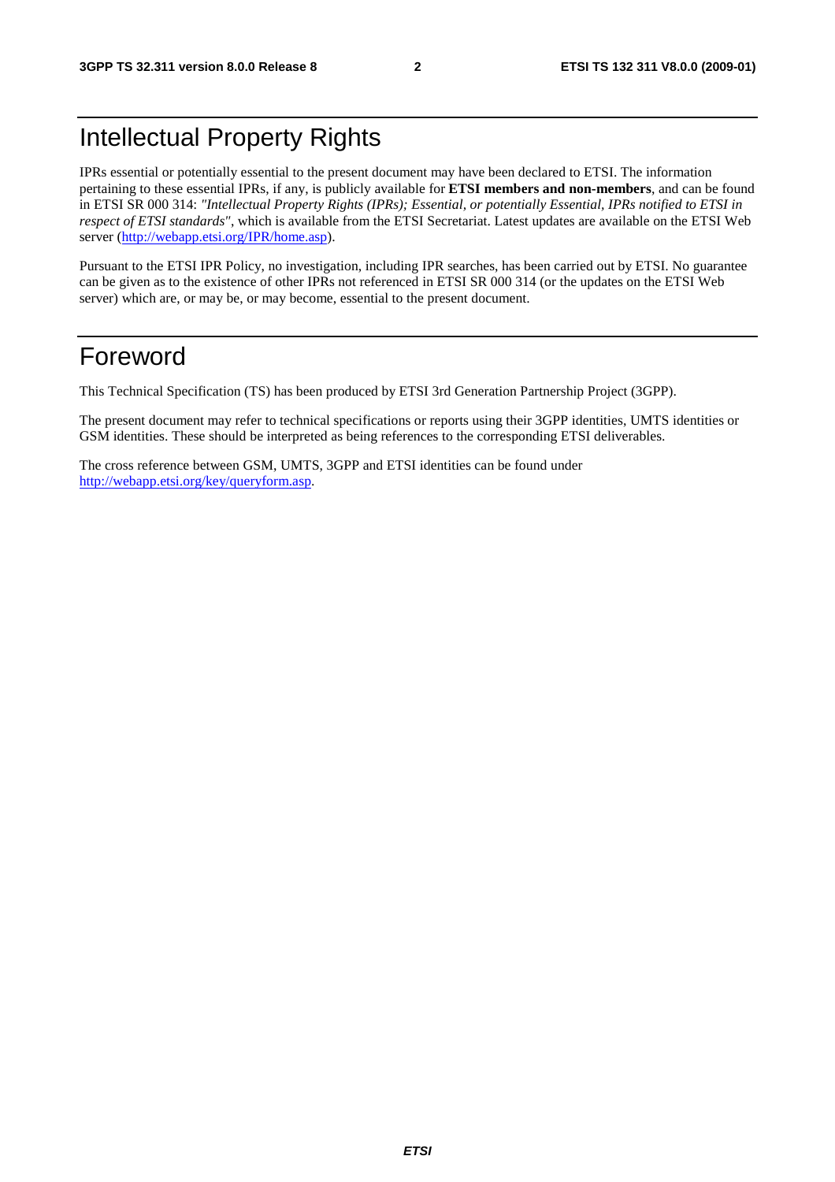# Intellectual Property Rights

IPRs essential or potentially essential to the present document may have been declared to ETSI. The information pertaining to these essential IPRs, if any, is publicly available for **ETSI members and non-members**, and can be found in ETSI SR 000 314: *"Intellectual Property Rights (IPRs); Essential, or potentially Essential, IPRs notified to ETSI in respect of ETSI standards"*, which is available from the ETSI Secretariat. Latest updates are available on the ETSI Web server (http://webapp.etsi.org/IPR/home.asp).

Pursuant to the ETSI IPR Policy, no investigation, including IPR searches, has been carried out by ETSI. No guarantee can be given as to the existence of other IPRs not referenced in ETSI SR 000 314 (or the updates on the ETSI Web server) which are, or may be, or may become, essential to the present document.

# Foreword

This Technical Specification (TS) has been produced by ETSI 3rd Generation Partnership Project (3GPP).

The present document may refer to technical specifications or reports using their 3GPP identities, UMTS identities or GSM identities. These should be interpreted as being references to the corresponding ETSI deliverables.

The cross reference between GSM, UMTS, 3GPP and ETSI identities can be found under http://webapp.etsi.org/key/queryform.asp.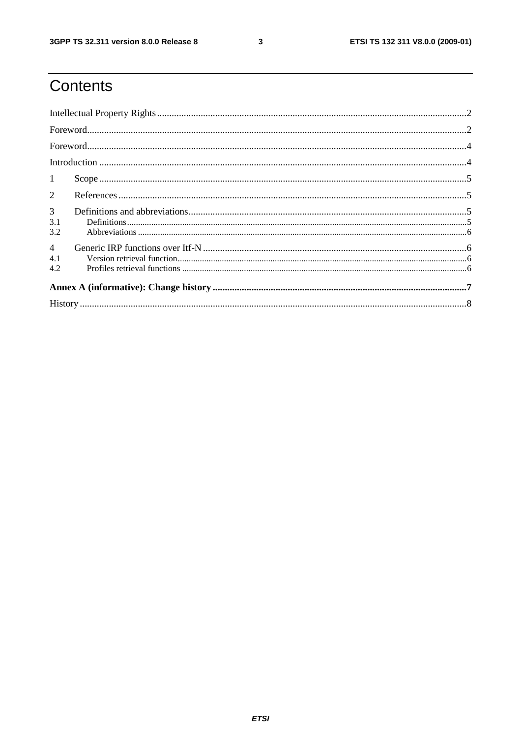# Contents

Intellectual Property Rights ........................................................................................................................ 2

Foreword ..................................................................................................................................................... 2

Foreword ..................................................................................................................................................... 4

Introduction ................................................................................................................................................ 4

1 Scope ....................................................................................................................................................... 5

2 References ............................................................................................................................................... 5

3 Definitions and abbreviations .................................................................................................................. 5

3.1 Definitions ............................................................................................................................................. 5

3.2 Abbreviations ........................................................................................................................................ 6

4 Generic IRP functions over Itf-N ............................................................................................................ 6

4.1 Version retrieval function ...................................................................................................................... 6

4.2 Profiles retrieval functions .................................................................................................................... 6

**Annex A (informative): Change history** ................................................................................................ **7**

History ........................................................................................................................................................ 8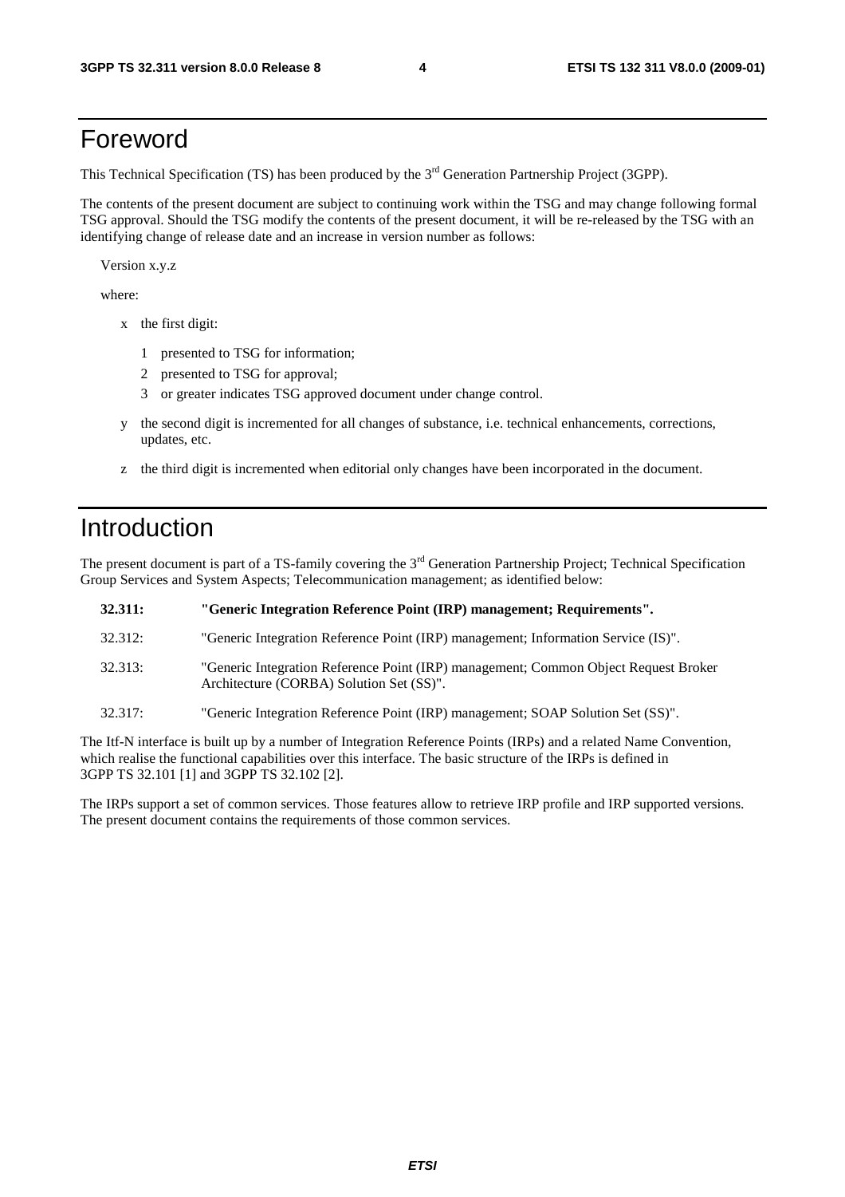# Foreword

This Technical Specification (TS) has been produced by the 3rd Generation Partnership Project (3GPP).

The contents of the present document are subject to continuing work within the TSG and may change following formal TSG approval. Should the TSG modify the contents of the present document, it will be re-released by the TSG with an identifying change of release date and an increase in version number as follows:

Version x.y.z

where:

- x the first digit:
  - 1 presented to TSG for information;
  - 2 presented to TSG for approval;
  - 3 or greater indicates TSG approved document under change control.
- y the second digit is incremented for all changes of substance, i.e. technical enhancements, corrections, updates, etc.
- z the third digit is incremented when editorial only changes have been incorporated in the document.

# Introduction

The present document is part of a TS-family covering the 3rd Generation Partnership Project; Technical Specification Group Services and System Aspects; Telecommunication management; as identified below:

**32.311: "Generic Integration Reference Point (IRP) management; Requirements".**

32.312: "Generic Integration Reference Point (IRP) management; Information Service (IS)".

32.313: "Generic Integration Reference Point (IRP) management; Common Object Request Broker Architecture (CORBA) Solution Set (SS)".

32.317: "Generic Integration Reference Point (IRP) management; SOAP Solution Set (SS)".

The Itf-N interface is built up by a number of Integration Reference Points (IRPs) and a related Name Convention, which realise the functional capabilities over this interface. The basic structure of the IRPs is defined in 3GPP TS 32.101 [1] and 3GPP TS 32.102 [2].

The IRPs support a set of common services. Those features allow to retrieve IRP profile and IRP supported versions. The present document contains the requirements of those common services.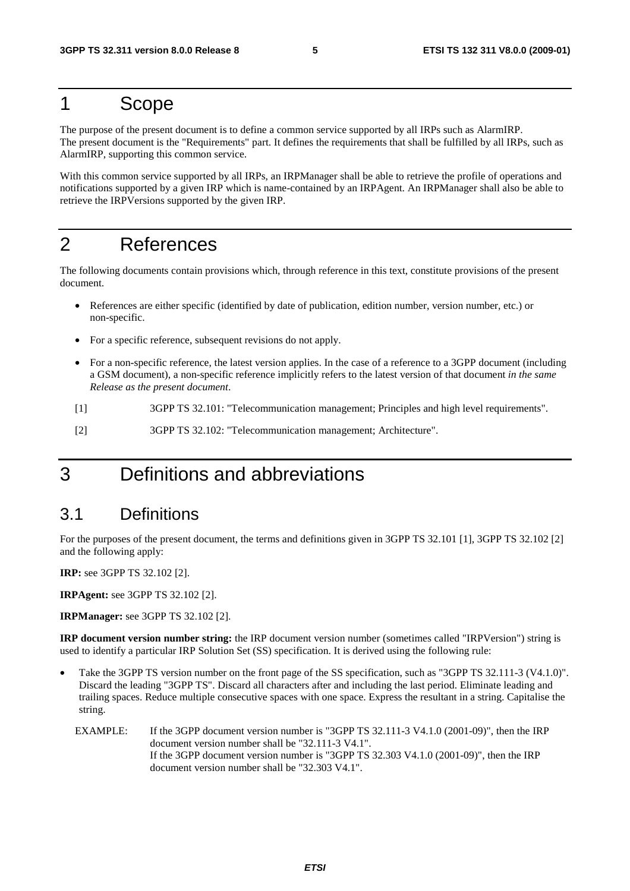# 1 Scope

The purpose of the present document is to define a common service supported by all IRPs such as AlarmIRP. The present document is the "Requirements" part. It defines the requirements that shall be fulfilled by all IRPs, such as AlarmIRP, supporting this common service.

With this common service supported by all IRPs, an IRPManager shall be able to retrieve the profile of operations and notifications supported by a given IRP which is name-contained by an IRPAgent. An IRPManager shall also be able to retrieve the IRPVersions supported by the given IRP.

# 2 References

The following documents contain provisions which, through reference in this text, constitute provisions of the present document.

- References are either specific (identified by date of publication, edition number, version number, etc.) or non-specific.
- For a specific reference, subsequent revisions do not apply.
- For a non-specific reference, the latest version applies. In the case of a reference to a 3GPP document (including a GSM document), a non-specific reference implicitly refers to the latest version of that document *in the same Release as the present document*.

[1] 3GPP TS 32.101: "Telecommunication management; Principles and high level requirements".

[2] 3GPP TS 32.102: "Telecommunication management; Architecture".

# 3 Definitions and abbreviations

## 3.1 Definitions

For the purposes of the present document, the terms and definitions given in 3GPP TS 32.101 [1], 3GPP TS 32.102 [2] and the following apply:

**IRP:** see 3GPP TS 32.102 [2].

**IRPAgent:** see 3GPP TS 32.102 [2].

**IRPManager:** see 3GPP TS 32.102 [2].

**IRP document version number string:** the IRP document version number (sometimes called "IRPVersion") string is used to identify a particular IRP Solution Set (SS) specification. It is derived using the following rule:

- Take the 3GPP TS version number on the front page of the SS specification, such as "3GPP TS 32.111-3 (V4.1.0)". Discard the leading "3GPP TS". Discard all characters after and including the last period. Eliminate leading and trailing spaces. Reduce multiple consecutive spaces with one space. Express the resultant in a string. Capitalise the string.

  EXAMPLE: If the 3GPP document version number is "3GPP TS 32.111-3 V4.1.0 (2001-09)", then the IRP document version number shall be "32.111-3 V4.1".
  If the 3GPP document version number is "3GPP TS 32.303 V4.1.0 (2001-09)", then the IRP document version number shall be "32.303 V4.1".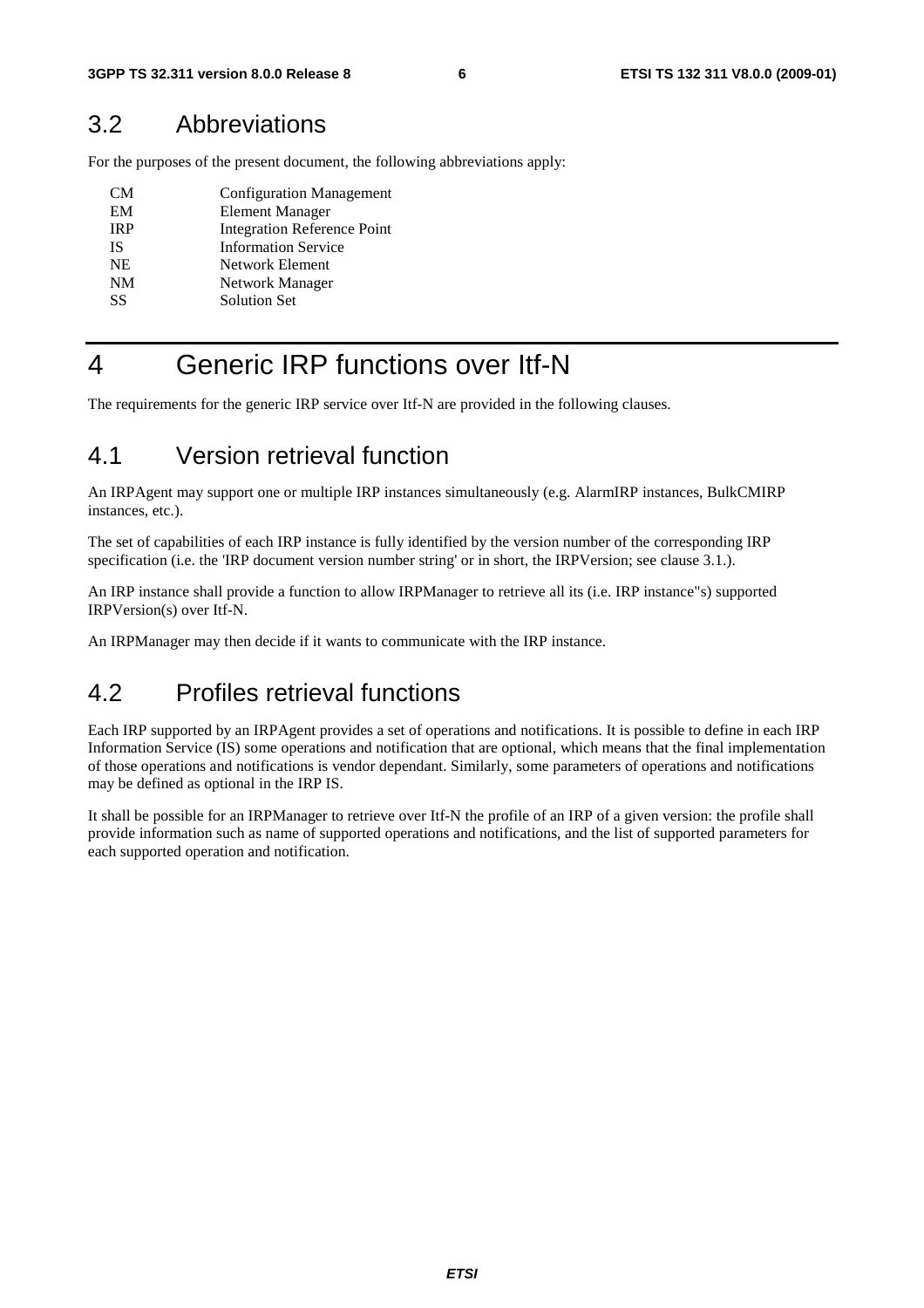## 3.2 Abbreviations

For the purposes of the present document, the following abbreviations apply:

| | |
|---|---|
| CM | Configuration Management |
| EM | Element Manager |
| IRP | Integration Reference Point |
| IS | Information Service |
| NE | Network Element |
| NM | Network Manager |
| SS | Solution Set |

# 4 Generic IRP functions over Itf-N

The requirements for the generic IRP service over Itf-N are provided in the following clauses.

## 4.1 Version retrieval function

An IRPAgent may support one or multiple IRP instances simultaneously (e.g. AlarmIRP instances, BulkCMIRP instances, etc.).

The set of capabilities of each IRP instance is fully identified by the version number of the corresponding IRP specification (i.e. the 'IRP document version number string' or in short, the IRPVersion; see clause 3.1.).

An IRP instance shall provide a function to allow IRPManager to retrieve all its (i.e. IRP instance"s) supported IRPVersion(s) over Itf-N.

An IRPManager may then decide if it wants to communicate with the IRP instance.

## 4.2 Profiles retrieval functions

Each IRP supported by an IRPAgent provides a set of operations and notifications. It is possible to define in each IRP Information Service (IS) some operations and notification that are optional, which means that the final implementation of those operations and notifications is vendor dependant. Similarly, some parameters of operations and notifications may be defined as optional in the IRP IS.

It shall be possible for an IRPManager to retrieve over Itf-N the profile of an IRP of a given version: the profile shall provide information such as name of supported operations and notifications, and the list of supported parameters for each supported operation and notification.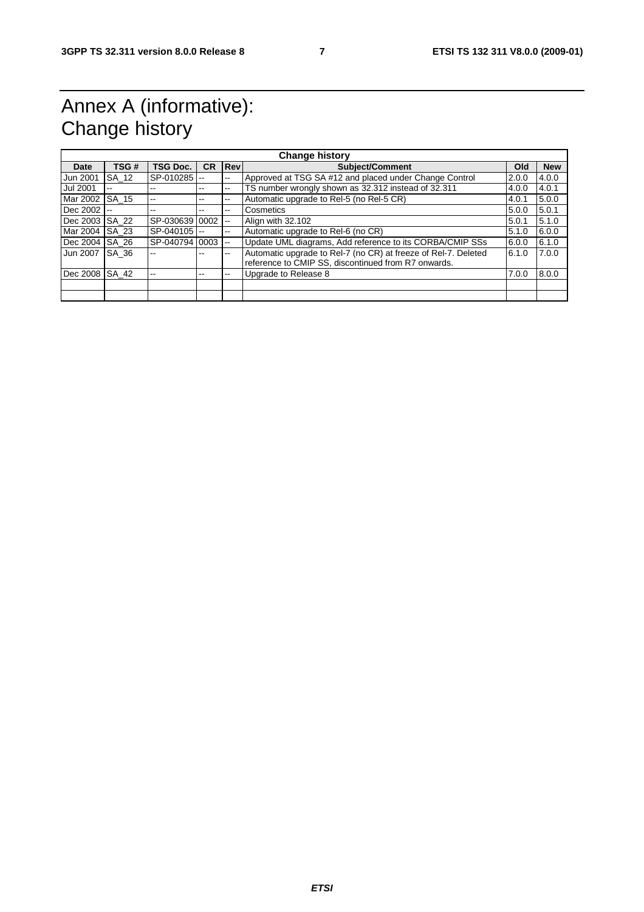# Annex A (informative): Change history

| Change history | | | | | | | |
|---|---|---|---|---|---|---|---|
| **Date** | **TSG #** | **TSG Doc.** | **CR** | **Rev** | **Subject/Comment** | **Old** | **New** |
| Jun 2001 | SA_12 | SP-010285 | -- | -- | Approved at TSG SA #12 and placed under Change Control | 2.0.0 | 4.0.0 |
| Jul 2001 | -- | -- | -- | -- | TS number wrongly shown as 32.312 instead of 32.311 | 4.0.0 | 4.0.1 |
| Mar 2002 | SA_15 | -- | -- | -- | Automatic upgrade to Rel-5 (no Rel-5 CR) | 4.0.1 | 5.0.0 |
| Dec 2002 | -- | -- | -- | -- | Cosmetics | 5.0.0 | 5.0.1 |
| Dec 2003 | SA_22 | SP-030639 | 0002 | -- | Align with 32.102 | 5.0.1 | 5.1.0 |
| Mar 2004 | SA_23 | SP-040105 | -- | -- | Automatic upgrade to Rel-6 (no CR) | 5.1.0 | 6.0.0 |
| Dec 2004 | SA_26 | SP-040794 | 0003 | -- | Update UML diagrams, Add reference to its CORBA/CMIP SSs | 6.0.0 | 6.1.0 |
| Jun 2007 | SA_36 | -- | -- | -- | Automatic upgrade to Rel-7 (no CR) at freeze of Rel-7. Deleted reference to CMIP SS, discontinued from R7 onwards. | 6.1.0 | 7.0.0 |
| Dec 2008 | SA_42 | -- | -- | -- | Upgrade to Release 8 | 7.0.0 | 8.0.0 |
| | | | | | | | |
| | | | | | | | |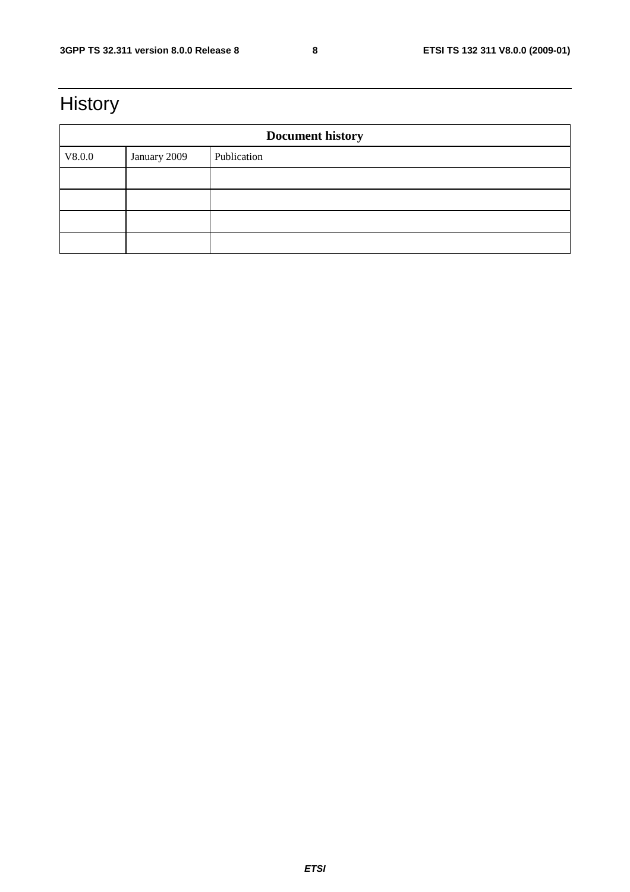# History

| Document history | | |
|---|---|---|
| V8.0.0 | January 2009 | Publication |
| | | |
| | | |
| | | |
| | | |